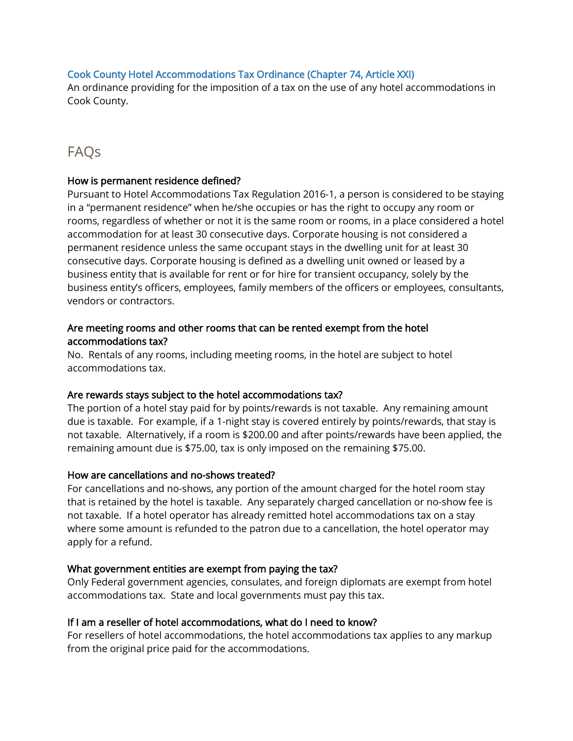Cook County Hotel Accommodations Tax Ordinance (Chapter 74, Article XXI)

An ordinance providing for the imposition of a tax on the use of any hotel accommodations in Cook County.

## FAQs

**How is permanent residence defined?**

Pursuant to Hotel Accommodations Tax Regulation 2016-1, a person is considered to be staying in a "permanent residence" when he/she occupies or has the right to occupy any room or rooms, regardless of whether or not it is the same room or rooms, in a place considered a hotel accommodation for at least 30 consecutive days. Corporate housing is not considered a permanent residence unless the same occupant stays in the dwelling unit for at least 30 consecutive days. Corporate housing is defined as a dwelling unit owned or leased by a business entity that is available for rent or for hire for transient occupancy, solely by the business entity's officers, employees, family members of the officers or employees, consultants, vendors or contractors.

**Are meeting rooms and other rooms that can be rented exempt from the hotel accommodations tax?**

No. Rentals of any rooms, including meeting rooms, in the hotel are subject to hotel accommodations tax.

**Are rewards stays subject to the hotel accommodations tax?**

The portion of a hotel stay paid for by points/rewards is not taxable. Any remaining amount due is taxable. For example, if a 1-night stay is covered entirely by points/rewards, that stay is not taxable. Alternatively, if a room is $200.00 and after points/rewards have been applied, the remaining amount due is $75.00, tax is only imposed on the remaining $75.00.

**How are cancellations and no-shows treated?**

For cancellations and no-shows, any portion of the amount charged for the hotel room stay that is retained by the hotel is taxable. Any separately charged cancellation or no-show fee is not taxable. If a hotel operator has already remitted hotel accommodations tax on a stay where some amount is refunded to the patron due to a cancellation, the hotel operator may apply for a refund.

**What government entities are exempt from paying the tax?**

Only Federal government agencies, consulates, and foreign diplomats are exempt from hotel accommodations tax. State and local governments must pay this tax.

**If I am a reseller of hotel accommodations, what do I need to know?**

For resellers of hotel accommodations, the hotel accommodations tax applies to any markup from the original price paid for the accommodations.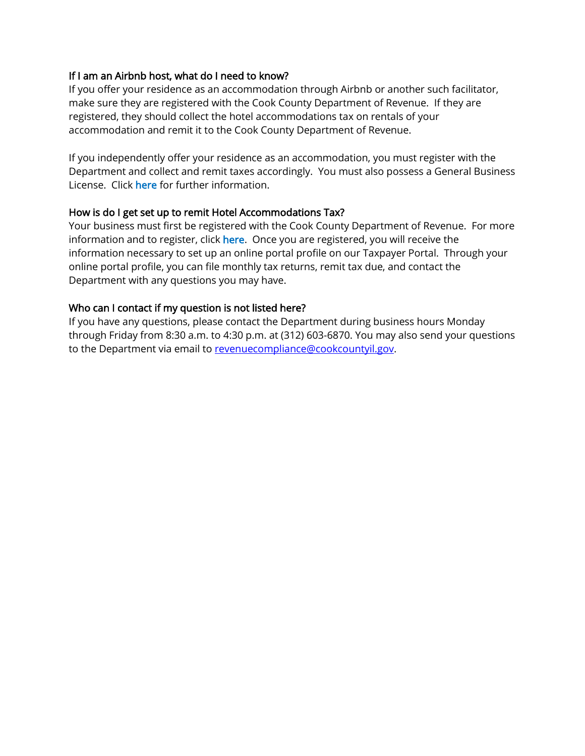### If I am an Airbnb host, what do I need to know?

If you offer your residence as an accommodation through Airbnb or another such facilitator, make sure they are registered with the Cook County Department of Revenue. If they are registered, they should collect the hotel accommodations tax on rentals of your accommodation and remit it to the Cook County Department of Revenue.

If you independently offer your residence as an accommodation, you must register with the Department and collect and remit taxes accordingly. You must also possess a General Business License. Click here for further information.

### How is do I get set up to remit Hotel Accommodations Tax?

Your business must first be registered with the Cook County Department of Revenue. For more information and to register, click here. Once you are registered, you will receive the information necessary to set up an online portal profile on our Taxpayer Portal. Through your online portal profile, you can file monthly tax returns, remit tax due, and contact the Department with any questions you may have.

### Who can I contact if my question is not listed here?

If you have any questions, please contact the Department during business hours Monday through Friday from 8:30 a.m. to 4:30 p.m. at (312) 603-6870. You may also send your questions to the Department via email to revenuecompliance@cookcountyil.gov.